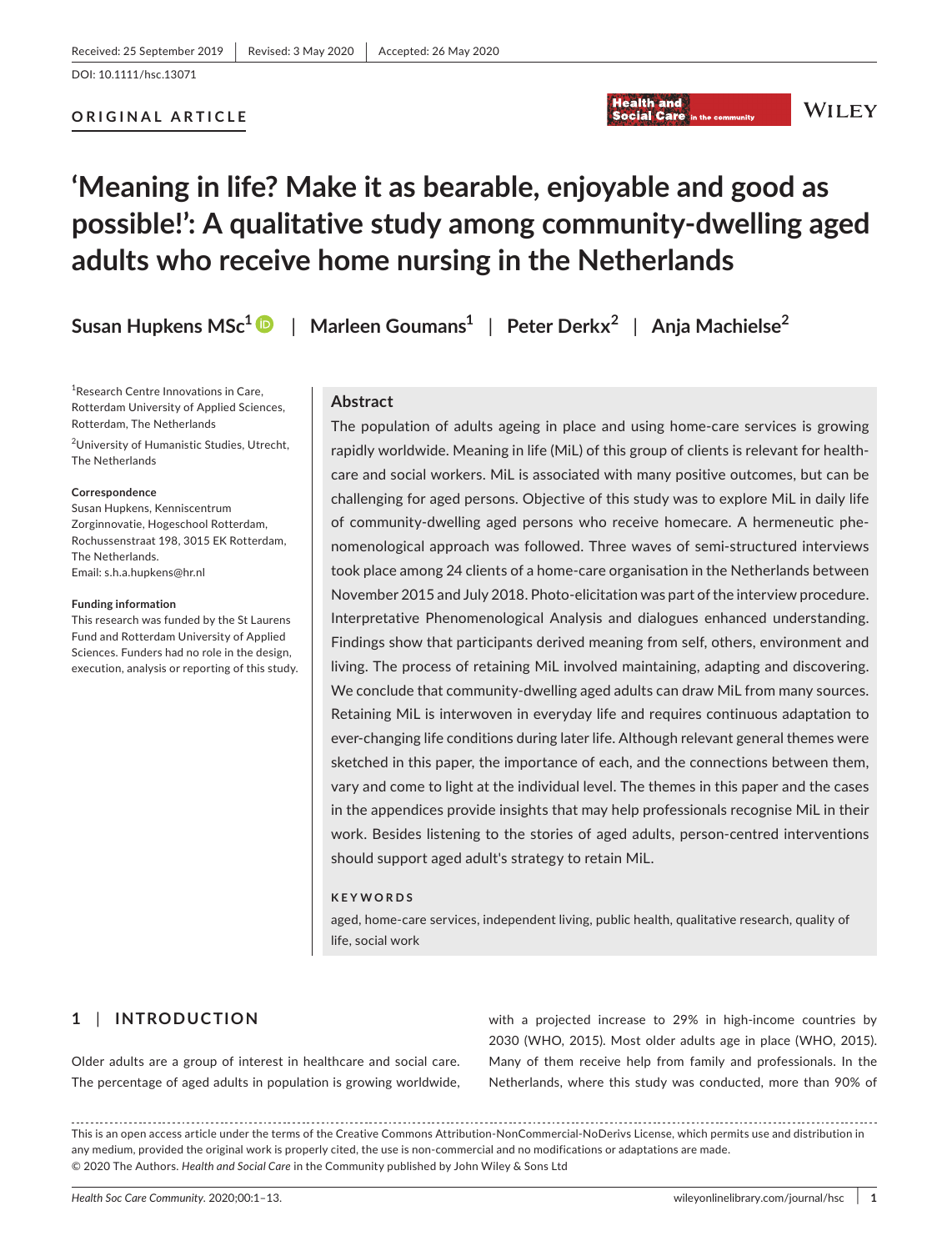Received: 25 September 2019 | Revised: 3 May 2020 | Accepted: 26 May 2020

DOI: 10.1111/hsc.13071

**ORIGINAL ARTICLE**

# 'Meaning in life? Make it as bearable, enjoyable and good as possible!': A qualitative study among community-dwelling aged adults who receive home nursing in the Netherlands

**Susan Hupkens MSc[1]** | **Marleen Goumans[1]** | **Peter Derkx[2]** | **Anja Machielse[2]**

[1]Research Centre Innovations in Care, Rotterdam University of Applied Sciences, Rotterdam, The Netherlands

[2]University of Humanistic Studies, Utrecht, The Netherlands

**Correspondence**
Susan Hupkens, Kenniscentrum Zorginnovatie, Hogeschool Rotterdam, Rochussenstraat 198, 3015 EK Rotterdam, The Netherlands.
Email: s.h.a.hupkens@hr.nl

**Funding information**
This research was funded by the St Laurens Fund and Rotterdam University of Applied Sciences. Funders had no role in the design, execution, analysis or reporting of this study.

## Abstract

The population of adults ageing in place and using home-care services is growing rapidly worldwide. Meaning in life (MiL) of this group of clients is relevant for healthcare and social workers. MiL is associated with many positive outcomes, but can be challenging for aged persons. Objective of this study was to explore MiL in daily life of community-dwelling aged persons who receive homecare. A hermeneutic phenomenological approach was followed. Three waves of semi-structured interviews took place among 24 clients of a home-care organisation in the Netherlands between November 2015 and July 2018. Photo-elicitation was part of the interview procedure. Interpretative Phenomenological Analysis and dialogues enhanced understanding. Findings show that participants derived meaning from self, others, environment and living. The process of retaining MiL involved maintaining, adapting and discovering. We conclude that community-dwelling aged adults can draw MiL from many sources. Retaining MiL is interwoven in everyday life and requires continuous adaptation to ever-changing life conditions during later life. Although relevant general themes were sketched in this paper, the importance of each, and the connections between them, vary and come to light at the individual level. The themes in this paper and the cases in the appendices provide insights that may help professionals recognise MiL in their work. Besides listening to the stories of aged adults, person-centred interventions should support aged adult's strategy to retain MiL.

**KEYWORDS**

aged, home-care services, independent living, public health, qualitative research, quality of life, social work

## 1 | INTRODUCTION

Older adults are a group of interest in healthcare and social care. The percentage of aged adults in population is growing worldwide, with a projected increase to 29% in high-income countries by 2030 (WHO, 2015). Most older adults age in place (WHO, 2015). Many of them receive help from family and professionals. In the Netherlands, where this study was conducted, more than 90% of

This is an open access article under the terms of the Creative Commons Attribution-NonCommercial-NoDerivs License, which permits use and distribution in any medium, provided the original work is properly cited, the use is non-commercial and no modifications or adaptations are made.
© 2020 The Authors. *Health and Social Care* in the Community published by John Wiley & Sons Ltd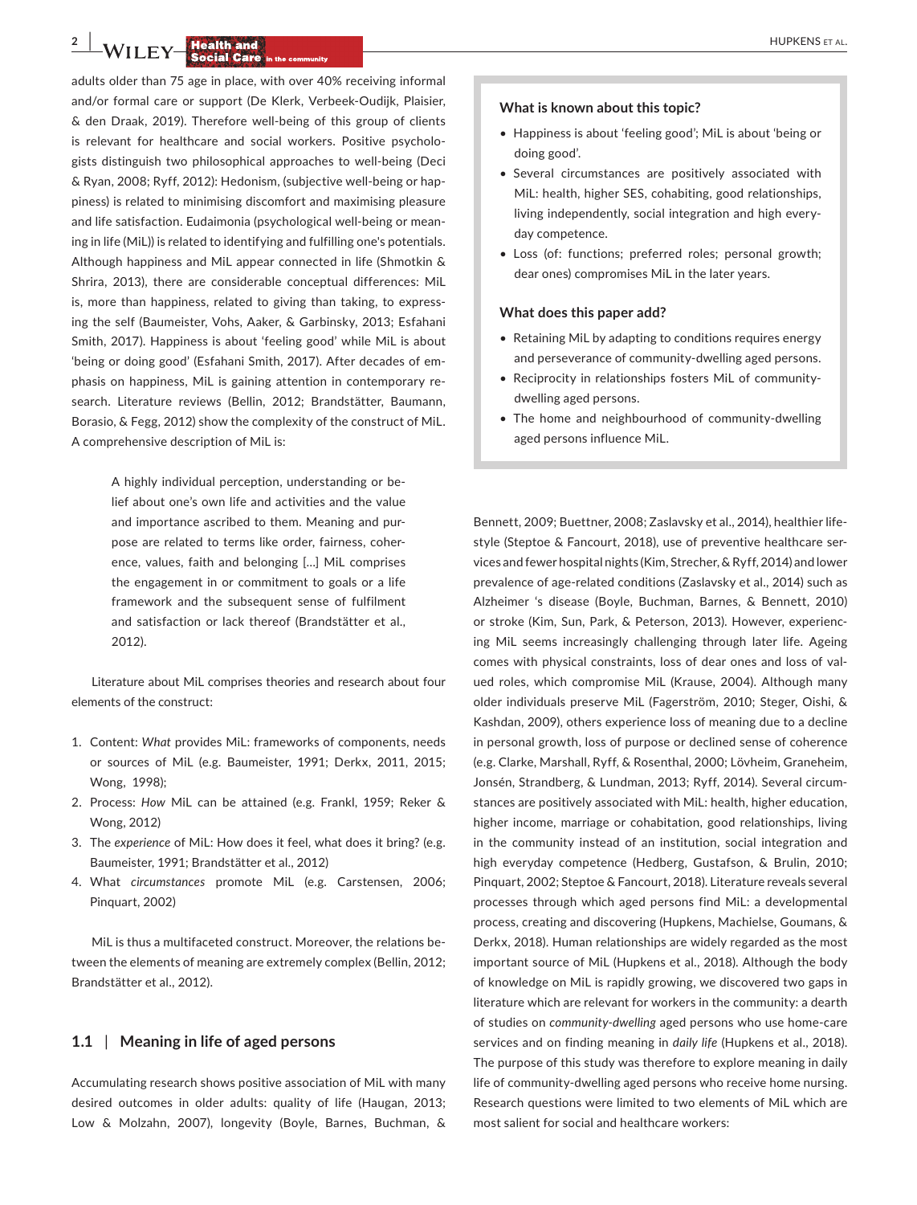adults older than 75 age in place, with over 40% receiving informal and/or formal care or support (De Klerk, Verbeek-Oudijk, Plaisier, & den Draak, 2019). Therefore well-being of this group of clients is relevant for healthcare and social workers. Positive psychologists distinguish two philosophical approaches to well-being (Deci & Ryan, 2008; Ryff, 2012): Hedonism, (subjective well-being or happiness) is related to minimising discomfort and maximising pleasure and life satisfaction. Eudaimonia (psychological well-being or meaning in life (MiL)) is related to identifying and fulfilling one's potentials. Although happiness and MiL appear connected in life (Shmotkin & Shrira, 2013), there are considerable conceptual differences: MiL is, more than happiness, related to giving than taking, to expressing the self (Baumeister, Vohs, Aaker, & Garbinsky, 2013; Esfahani Smith, 2017). Happiness is about 'feeling good' while MiL is about 'being or doing good' (Esfahani Smith, 2017). After decades of emphasis on happiness, MiL is gaining attention in contemporary research. Literature reviews (Bellin, 2012; Brandstätter, Baumann, Borasio, & Fegg, 2012) show the complexity of the construct of MiL. A comprehensive description of MiL is:

> A highly individual perception, understanding or belief about one's own life and activities and the value and importance ascribed to them. Meaning and purpose are related to terms like order, fairness, coherence, values, faith and belonging […] MiL comprises the engagement in or commitment to goals or a life framework and the subsequent sense of fulfilment and satisfaction or lack thereof (Brandstätter et al., 2012).

Literature about MiL comprises theories and research about four elements of the construct:

1. Content: *What* provides MiL: frameworks of components, needs or sources of MiL (e.g. Baumeister, 1991; Derkx, 2011, 2015; Wong, 1998);
2. Process: *How* MiL can be attained (e.g. Frankl, 1959; Reker & Wong, 2012)
3. The *experience* of MiL: How does it feel, what does it bring? (e.g. Baumeister, 1991; Brandstätter et al., 2012)
4. What *circumstances* promote MiL (e.g. Carstensen, 2006; Pinquart, 2002)

MiL is thus a multifaceted construct. Moreover, the relations between the elements of meaning are extremely complex (Bellin, 2012; Brandstätter et al., 2012).

**What is known about this topic?**

- Happiness is about 'feeling good'; MiL is about 'being or doing good'.
- Several circumstances are positively associated with MiL: health, higher SES, cohabiting, good relationships, living independently, social integration and high everyday competence.
- Loss (of: functions; preferred roles; personal growth; dear ones) compromises MiL in the later years.

**What does this paper add?**

- Retaining MiL by adapting to conditions requires energy and perseverance of community-dwelling aged persons.
- Reciprocity in relationships fosters MiL of community-dwelling aged persons.
- The home and neighbourhood of community-dwelling aged persons influence MiL.

## 1.1 | Meaning in life of aged persons

Accumulating research shows positive association of MiL with many desired outcomes in older adults: quality of life (Haugan, 2013; Low & Molzahn, 2007), longevity (Boyle, Barnes, Buchman, & Bennett, 2009; Buettner, 2008; Zaslavsky et al., 2014), healthier lifestyle (Steptoe & Fancourt, 2018), use of preventive healthcare services and fewer hospital nights (Kim, Strecher, & Ryff, 2014) and lower prevalence of age-related conditions (Zaslavsky et al., 2014) such as Alzheimer 's disease (Boyle, Buchman, Barnes, & Bennett, 2010) or stroke (Kim, Sun, Park, & Peterson, 2013). However, experiencing MiL seems increasingly challenging through later life. Ageing comes with physical constraints, loss of dear ones and loss of valued roles, which compromise MiL (Krause, 2004). Although many older individuals preserve MiL (Fagerström, 2010; Steger, Oishi, & Kashdan, 2009), others experience loss of meaning due to a decline in personal growth, loss of purpose or declined sense of coherence (e.g. Clarke, Marshall, Ryff, & Rosenthal, 2000; Lövheim, Graneheim, Jonsén, Strandberg, & Lundman, 2013; Ryff, 2014). Several circumstances are positively associated with MiL: health, higher education, higher income, marriage or cohabitation, good relationships, living in the community instead of an institution, social integration and high everyday competence (Hedberg, Gustafson, & Brulin, 2010; Pinquart, 2002; Steptoe & Fancourt, 2018). Literature reveals several processes through which aged persons find MiL: a developmental process, creating and discovering (Hupkens, Machielse, Goumans, & Derkx, 2018). Human relationships are widely regarded as the most important source of MiL (Hupkens et al., 2018). Although the body of knowledge on MiL is rapidly growing, we discovered two gaps in literature which are relevant for workers in the community: a dearth of studies on *community-dwelling* aged persons who use home-care services and on finding meaning in *daily life* (Hupkens et al., 2018). The purpose of this study was therefore to explore meaning in daily life of community-dwelling aged persons who receive home nursing. Research questions were limited to two elements of MiL which are most salient for social and healthcare workers: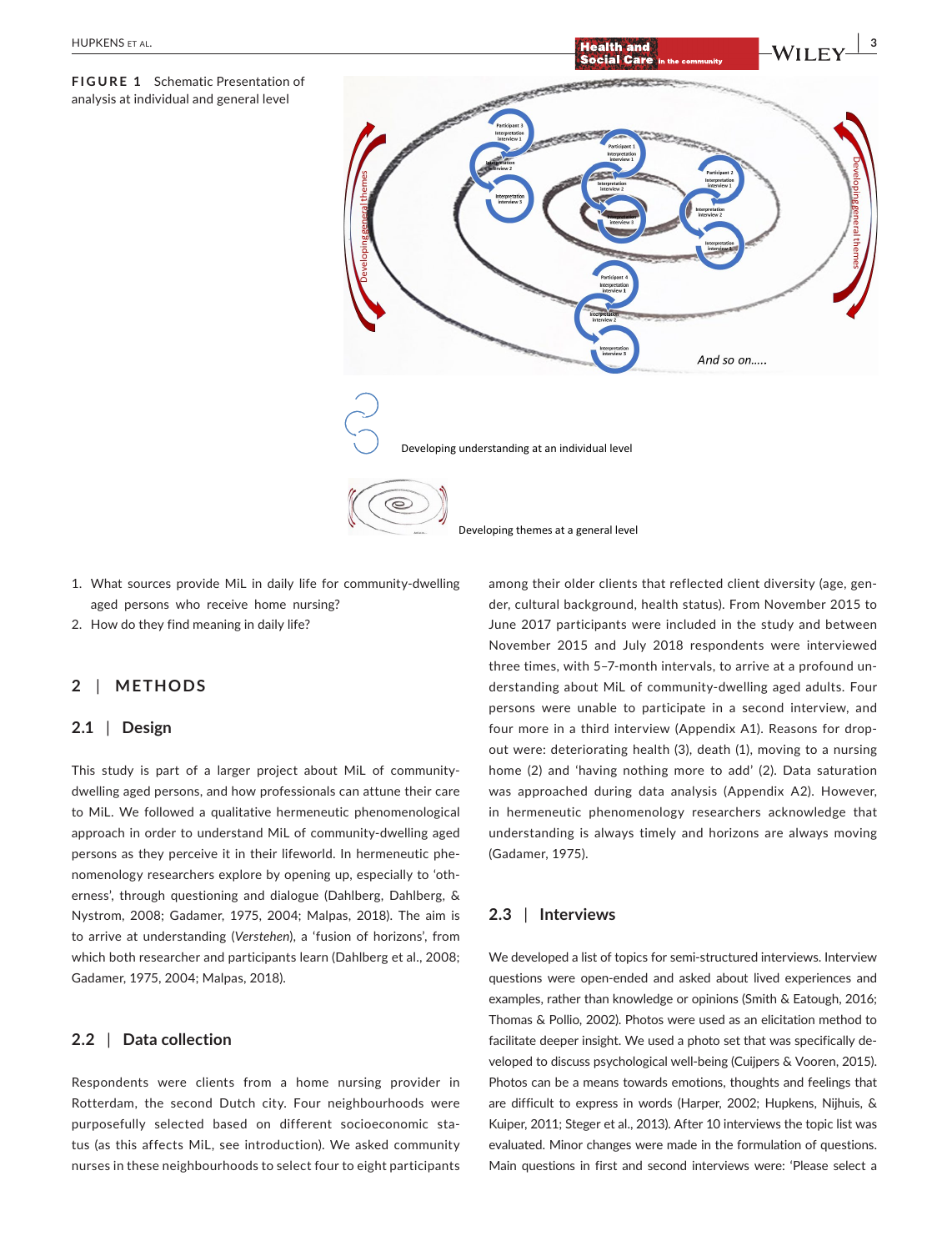FIGURE 1 Schematic Presentation of analysis at individual and general level

1. What sources provide MiL in daily life for community-dwelling aged persons who receive home nursing?
2. How do they find meaning in daily life?

## 2 | METHODS

### 2.1 | Design

This study is part of a larger project about MiL of community-dwelling aged persons, and how professionals can attune their care to MiL. We followed a qualitative hermeneutic phenomenological approach in order to understand MiL of community-dwelling aged persons as they perceive it in their lifeworld. In hermeneutic phenomenology researchers explore by opening up, especially to 'otherness', through questioning and dialogue (Dahlberg, Dahlberg, & Nystrom, 2008; Gadamer, 1975, 2004; Malpas, 2018). The aim is to arrive at understanding (*Verstehen*), a 'fusion of horizons', from which both researcher and participants learn (Dahlberg et al., 2008; Gadamer, 1975, 2004; Malpas, 2018).

### 2.2 | Data collection

Respondents were clients from a home nursing provider in Rotterdam, the second Dutch city. Four neighbourhoods were purposefully selected based on different socioeconomic status (as this affects MiL, see introduction). We asked community nurses in these neighbourhoods to select four to eight participants among their older clients that reflected client diversity (age, gender, cultural background, health status). From November 2015 to June 2017 participants were included in the study and between November 2015 and July 2018 respondents were interviewed three times, with 5–7-month intervals, to arrive at a profound understanding about MiL of community-dwelling aged adults. Four persons were unable to participate in a second interview, and four persons in a third interview (Appendix A1). Reasons for drop-out were: deteriorating health (3), death (1), moving to a nursing home (2) and 'having nothing more to add' (2). Data saturation was approached during data analysis (Appendix A2). However, in hermeneutic phenomenology researchers acknowledge that understanding is always timely and horizons are always moving (Gadamer, 1975).

### 2.3 | Interviews

We developed a list of topics for semi-structured interviews. Interview questions were open-ended and asked about lived experiences and examples, rather than knowledge or opinions (Smith & Eatough, 2016; Thomas & Pollio, 2002). Photos were used as an elicitation method to facilitate deeper insight. We used a photo set that was specifically developed to discuss psychological well-being (Cuijpers & Vooren, 2015). Photos can be a means towards emotions, thoughts and feelings that are difficult to express in words (Harper, 2002; Hupkens, Nijhuis, & Kuiper, 2011; Steger et al., 2013). After 10 interviews the topic list was evaluated. Minor changes were made in the formulation of questions. Main questions in first and second interviews were: 'Please select a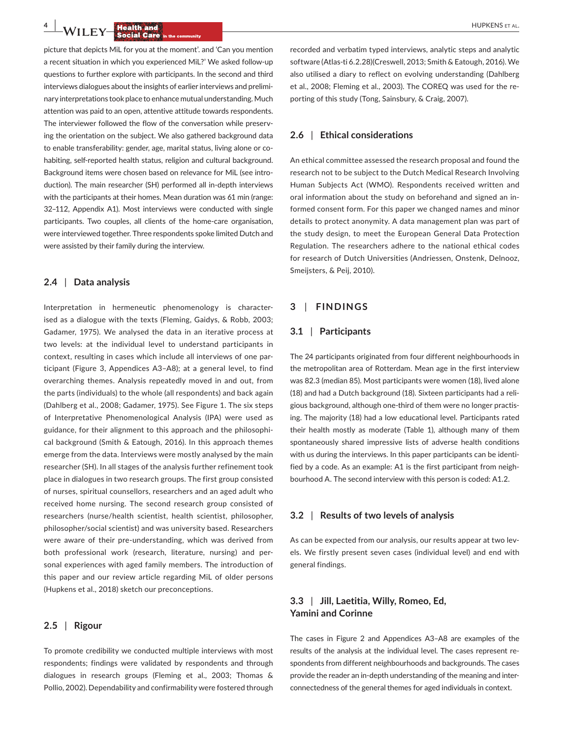picture that depicts MiL for you at the moment'. and 'Can you mention a recent situation in which you experienced MiL?' We asked follow-up questions to further explore with participants. In the second and third interviews dialogues about the insights of earlier interviews and preliminary interpretations took place to enhance mutual understanding. Much attention was paid to an open, attentive attitude towards respondents. The interviewer followed the flow of the conversation while preserving the orientation on the subject. We also gathered background data to enable transferability: gender, age, marital status, living alone or cohabiting, self-reported health status, religion and cultural background. Background items were chosen based on relevance for MiL (see introduction). The main researcher (SH) performed all in-depth interviews with the participants at their homes. Mean duration was 61 min (range: 32–112, Appendix A1). Most interviews were conducted with single participants. Two couples, all clients of the home-care organisation, were interviewed together. Three respondents spoke limited Dutch and were assisted by their family during the interview.

### 2.4 | Data analysis

Interpretation in hermeneutic phenomenology is characterised as a dialogue with the texts (Fleming, Gaidys, & Robb, 2003; Gadamer, 1975). We analysed the data in an iterative process at two levels: at the individual level to understand participants in context, resulting in cases which include all interviews of one participant (Figure 3, Appendices A3–A8); at a general level, to find overarching themes. Analysis repeatedly moved in and out, from the parts (individuals) to the whole (all respondents) and back again (Dahlberg et al., 2008; Gadamer, 1975). See Figure 1. The six steps of Interpretative Phenomenological Analysis (IPA) were used as guidance, for their alignment to this approach and the philosophical background (Smith & Eatough, 2016). In this approach themes emerge from the data. Interviews were mostly analysed by the main researcher (SH). In all stages of the analysis further refinement took place in dialogues in two research groups. The first group consisted of nurses, spiritual counsellors, researchers and an aged adult who received home nursing. The second research group consisted of researchers (nurse/health scientist, health scientist, philosopher, philosopher/social scientist) and was university based. Researchers were aware of their pre-understanding, which was derived from both professional work (research, literature, nursing) and personal experiences with aged family members. The introduction of this paper and our review article regarding MiL of older persons (Hupkens et al., 2018) sketch our preconceptions.

### 2.5 | Rigour

To promote credibility we conducted multiple interviews with most respondents; findings were validated by respondents and through dialogues in research groups (Fleming et al., 2003; Thomas & Pollio, 2002). Dependability and confirmability were fostered through recorded and verbatim typed interviews, analytic steps and analytic software (Atlas-ti 6.2.28)(Creswell, 2013; Smith & Eatough, 2016). We also utilised a diary to reflect on evolving understanding (Dahlberg et al., 2008; Fleming et al., 2003). The COREQ was used for the reporting of this study (Tong, Sainsbury, & Craig, 2007).

### 2.6 | Ethical considerations

An ethical committee assessed the research proposal and found the research not to be subject to the Dutch Medical Research Involving Human Subjects Act (WMO). Respondents received written and oral information about the study on beforehand and signed an informed consent form. For this paper we changed names and minor details to protect anonymity. A data management plan was part of the study design, to meet the European General Data Protection Regulation. The researchers adhere to the national ethical codes for research of Dutch Universities (Andriessen, Onstenk, Delnooz, Smeijsters, & Peij, 2010).

## 3 | FINDINGS

### 3.1 | Participants

The 24 participants originated from four different neighbourhoods in the metropolitan area of Rotterdam. Mean age in the first interview was 82.3 (median 85). Most participants were women (18), lived alone (18) and had a Dutch background (18). Sixteen participants had a religious background, although one-third of them were no longer practising. The majority (18) had a low educational level. Participants rated their health mostly as moderate (Table 1), although many of them spontaneously shared impressive lists of adverse health conditions with us during the interviews. In this paper participants can be identified by a code. As an example: A1 is the first participant from neighbourhood A. The second interview with this person is coded: A1.2.

### 3.2 | Results of two levels of analysis

As can be expected from our analysis, our results appear at two levels. We firstly present seven cases (individual level) and end with general findings.

### 3.3 | Jill, Laetitia, Willy, Romeo, Ed, Yamini and Corinne

The cases in Figure 2 and Appendices A3–A8 are examples of the results of the analysis at the individual level. The cases represent respondents from different neighbourhoods and backgrounds. The cases provide the reader an in-depth understanding of the meaning and interconnectedness of the general themes for aged individuals in context.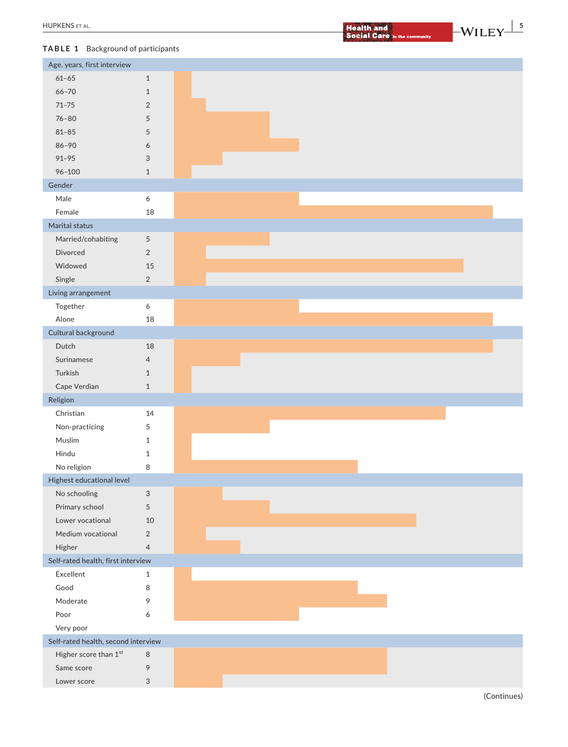**TABLE 1** Background of participants

| Characteristic | n |
|---|---|
| **Age, years, first interview** | |
| 61–65 | 1 |
| 66–70 | 1 |
| 71–75 | 2 |
| 76–80 | 5 |
| 81–85 | 5 |
| 86–90 | 6 |
| 91–95 | 3 |
| 96–100 | 1 |
| **Gender** | |
| Male | 6 |
| Female | 18 |
| **Marital status** | |
| Married/cohabiting | 5 |
| Divorced | 2 |
| Widowed | 15 |
| Single | 2 |
| **Living arrangement** | |
| Together | 6 |
| Alone | 18 |
| **Cultural background** | |
| Dutch | 18 |
| Surinamese | 4 |
| Turkish | 1 |
| Cape Verdian | 1 |
| **Religion** | |
| Christian | 14 |
| Non-practicing | 5 |
| Muslim | 1 |
| Hindu | 1 |
| No religion | 8 |
| **Highest educational level** | |
| No schooling | 3 |
| Primary school | 5 |
| Lower vocational | 10 |
| Medium vocational | 2 |
| Higher | 4 |
| **Self-rated health, first interview** | |
| Excellent | 1 |
| Good | 8 |
| Moderate | 9 |
| Poor | 6 |
| Very poor | |
| **Self-rated health, second interview** | |
| Higher score than 1st | 8 |
| Same score | 9 |
| Lower score | 3 |

(Continues)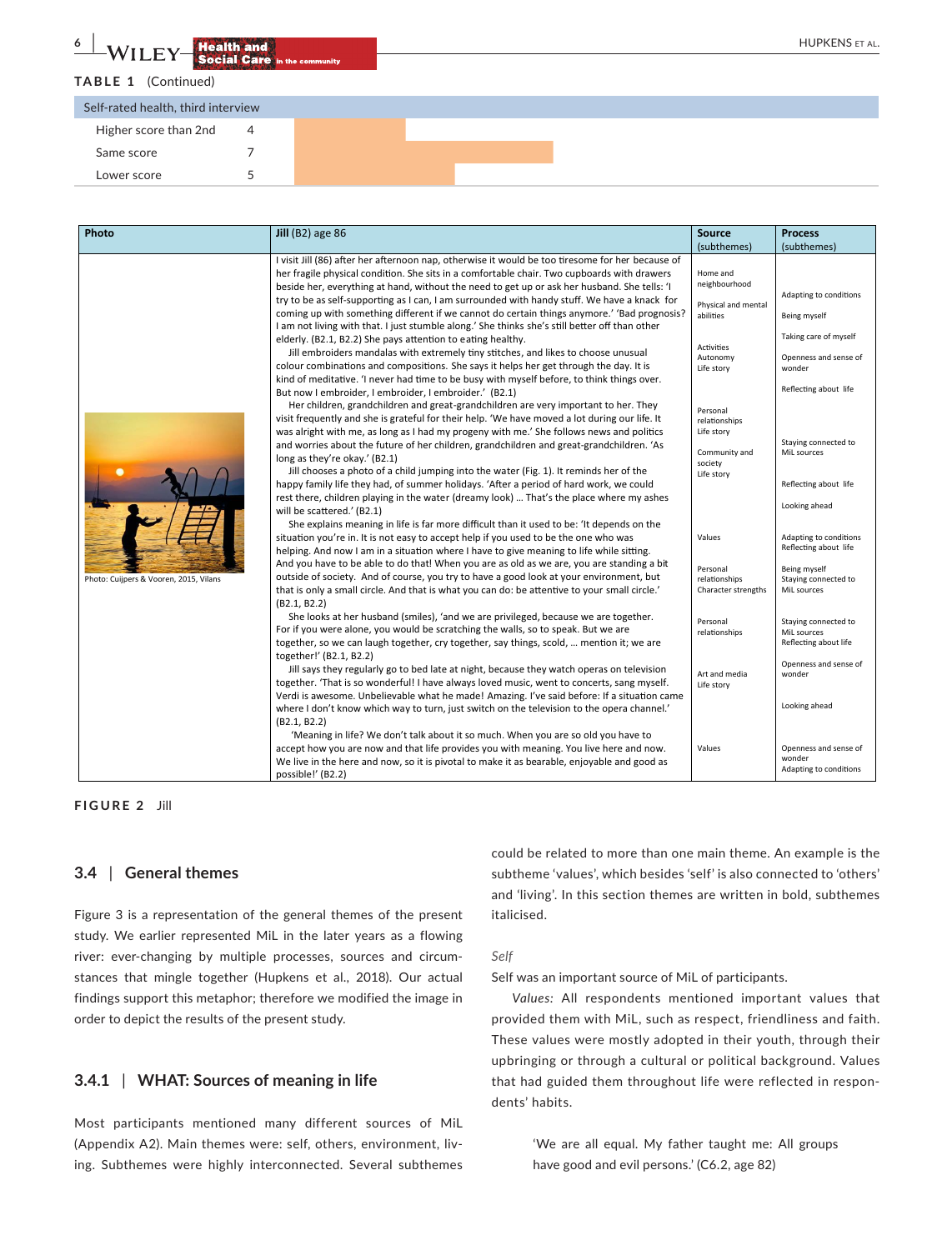**TABLE 1** (Continued)

| Self-rated health, third interview | |
|---|---|
| Higher score than 2nd | 4 |
| Same score | 7 |
| Lower score | 5 |

| Photo | **Jill** (B2) age 86 | **Source** (subthemes) | **Process** (subthemes) |
|---|---|---|---|
| Photo: Cuijpers & Vooren, 2015, Vilans | I visit Jill (86) after her afternoon nap, otherwise it would be too tiresome for her because of her fragile physical condition. She sits in a comfortable chair. Two cupboards with drawers beside her, everything at hand, without the need to get up or ask her husband. She tells: 'I try to be as self-supporting as I can, I am surrounded with handy stuff. We have a knack for coming up with something different if we cannot do certain things anymore.' 'Bad prognosis? I am not living with that. I just stumble along.' She thinks she's still better off than other elderly. (B2.1, B2.2) She pays attention to eating healthy. | Home and neighbourhood<br>Physical and mental abilities | Adapting to conditions<br>Being myself<br>Taking care of myself |
| | Jill embroiders mandalas with extremely tiny stitches, and likes to choose unusual colour combinations and compositions. She says it helps her get through the day. It is kind of meditative. 'I never had time to be busy with myself before, to think things over. But now I embroider, I embroider, I embroider.' (B2.1) | Activities<br>Autonomy<br>Life story | Openness and sense of wonder<br>Reflecting about life |
| | Her children, grandchildren and great-grandchildren are very important to her. They visit frequently and she is grateful for their help. 'We have moved a lot during our life. It was alright with me, as long as I had my progeny with me.' She follows news and politics and worries about the future of her children, grandchildren and great-grandchildren. 'As long as they're okay.' (B2.1) | Personal relationships<br>Life story<br>Community and society | Staying connected to MiL sources |
| | Jill chooses a photo of a child jumping into the water (Fig. 1). It reminds her of the happy family life they had, of summer holidays. 'After a period of hard work, we could rest there, children playing in the water (dreamy look) ... That's the place where my ashes will be scattered.' (B2.1) | Life story | Reflecting about life<br>Looking ahead |
| | She explains meaning in life is far more difficult than it used to be: 'It depends on the situation you're in. It is not easy to accept help if you used to be the one who was helping. And now I am in a situation where I have to give meaning to life while sitting. And you have to be able to do that! When you are as old as we are, you are standing a bit outside of society. And of course, you try to have a good look at your environment, but that is only a small circle. And that is what you can do: be attentive to your small circle.' (B2.1, B2.2) | Values<br>Personal relationships<br>Character strengths | Adapting to conditions<br>Reflecting about life<br>Being myself<br>Staying connected to MiL sources |
| | She looks at her husband (smiles), 'and we are privileged, because we are together. For if you were alone, you would be scratching the walls, so to speak. But we are together, so we can laugh together, cry together, say things, scold, ... mention it; we are together!' (B2.1, B2.2) | Personal relationships | Staying connected to MiL sources<br>Reflecting about life |
| | Jill says they regularly go to bed late at night, because they watch operas on television together. 'That is so wonderful! I have always loved music, went to concerts, sang myself. Verdi is awesome. Unbelievable what he made! Amazing. I've said before: If a situation came where I don't know which way to turn, just switch on the television to the opera channel.' (B2.1, B2.2) | Art and media<br>Life story | Openness and sense of wonder<br>Looking ahead |
| | 'Meaning in life? We don't talk about it so much. When you are so old you have to accept how you are now and that life provides you with meaning. You live here and now. We live in the here and now, so it is pivotal to make it as bearable, enjoyable and good as possible!' (B2.2) | Values | Openness and sense of wonder<br>Adapting to conditions |

**FIGURE 2** Jill

### 3.4 | General themes

Figure 3 is a representation of the general themes of the present study. We earlier represented MiL in the later years as a flowing river: ever-changing by multiple processes, sources and circumstances that mingle together (Hupkens et al., 2018). Our actual findings support this metaphor; therefore we modified the image in order to depict the results of the present study.

#### 3.4.1 | WHAT: Sources of meaning in life

Most participants mentioned many different sources of MiL (Appendix A2). Main themes were: self, others, environment, living. Subthemes were highly interconnected. Several subthemes could be related to more than one main theme. An example is the subtheme 'values', which besides 'self' is also connected to 'others' and 'living'. In this section themes are written in bold, subthemes italicised.

*Self*

Self was an important source of MiL of participants.

*Values:* All respondents mentioned important values that provided them with MiL, such as respect, friendliness and faith. These values were mostly adopted in their youth, through their upbringing or through a cultural or political background. Values that had guided them throughout life were reflected in respondents' habits.

> 'We are all equal. My father taught me: All groups have good and evil persons.' (C6.2, age 82)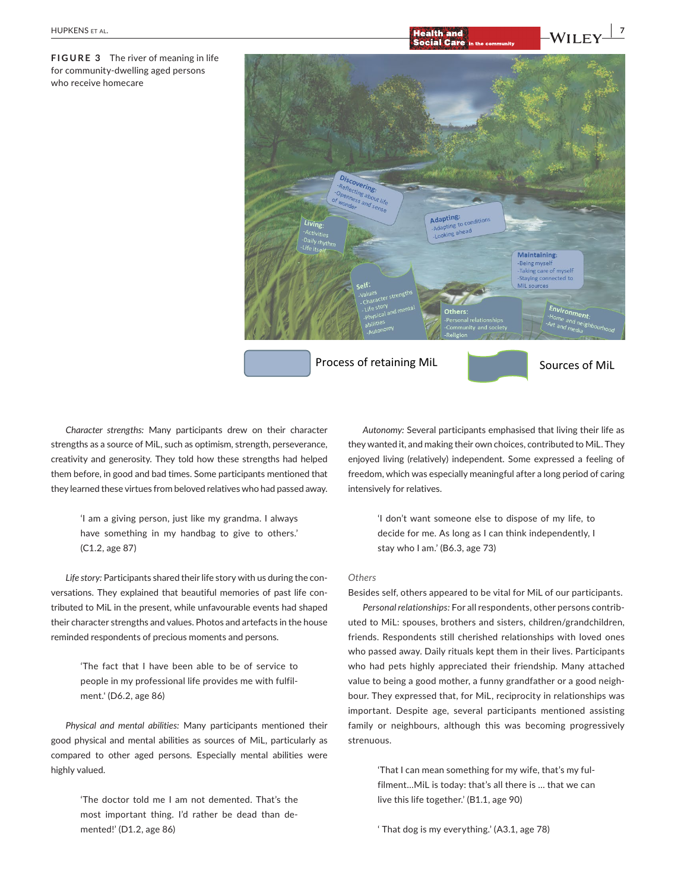**FIGURE 3** The river of meaning in life for community-dwelling aged persons who receive homecare

*Character strengths:* Many participants drew on their character strengths as a source of MiL, such as optimism, strength, perseverance, creativity and generosity. They told how these strengths had helped them before, in good and bad times. Some participants mentioned that they learned these virtues from beloved relatives who had passed away.

> 'I am a giving person, just like my grandma. I always have something in my handbag to give to others.' (C1.2, age 87)

*Life story:* Participants shared their life story with us during the conversations. They explained that beautiful memories of past life contributed to MiL in the present, while unfavourable events had shaped their character strengths and values. Photos and artefacts in the house reminded respondents of precious moments and persons.

> 'The fact that I have been able to be of service to people in my professional life provides me with fulfilment.' (D6.2, age 86)

*Physical and mental abilities:* Many participants mentioned their good physical and mental abilities as sources of MiL, particularly as compared to other aged persons. Especially mental abilities were highly valued.

> 'The doctor told me I am not demented. That's the most important thing. I'd rather be dead than demented!' (D1.2, age 86)

*Autonomy:* Several participants emphasised that living their life as they wanted it, and making their own choices, contributed to MiL. They enjoyed living (relatively) independent. Some expressed a feeling of freedom, which was especially meaningful after a long period of caring intensively for relatives.

> 'I don't want someone else to dispose of my life, to decide for me. As long as I can think independently, I stay who I am.' (B6.3, age 73)

### *Others*

Besides self, others appeared to be vital for MiL of our participants.

*Personal relationships:* For all respondents, other persons contributed to MiL: spouses, brothers and sisters, children/grandchildren, friends. Respondents still cherished relationships with loved ones who passed away. Daily rituals kept them in their lives. Participants who had pets highly appreciated their friendship. Many attached value to being a good mother, a funny grandfather or a good neighbour. They expressed that, for MiL, reciprocity in relationships was important. Despite age, several participants mentioned assisting family or neighbours, although this was becoming progressively strenuous.

> 'That I can mean something for my wife, that's my fulfilment…MiL is today: that's all there is … that we can live this life together.' (B1.1, age 90)

> ' That dog is my everything.' (A3.1, age 78)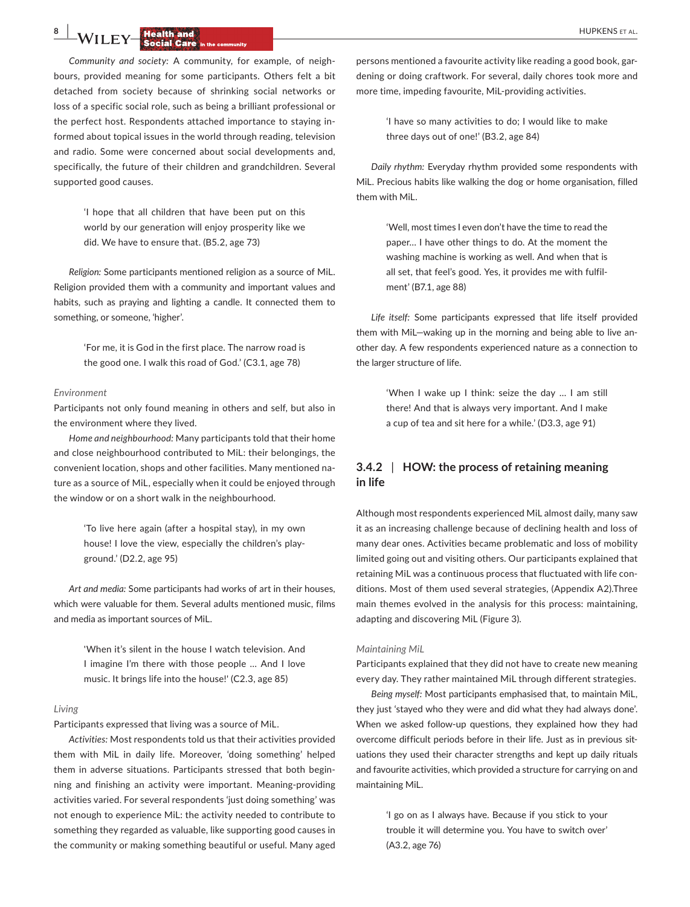*Community and society:* A community, for example, of neighbours, provided meaning for some participants. Others felt a bit detached from society because of shrinking social networks or loss of a specific social role, such as being a brilliant professional or the perfect host. Respondents attached importance to staying informed about topical issues in the world through reading, television and radio. Some were concerned about social developments and, specifically, the future of their children and grandchildren. Several supported good causes.

> 'I hope that all children that have been put on this world by our generation will enjoy prosperity like we did. We have to ensure that. (B5.2, age 73)

*Religion:* Some participants mentioned religion as a source of MiL. Religion provided them with a community and important values and habits, such as praying and lighting a candle. It connected them to something, or someone, 'higher'.

> 'For me, it is God in the first place. The narrow road is the good one. I walk this road of God.' (C3.1, age 78)

#### Environment

Participants not only found meaning in others and self, but also in the environment where they lived.

*Home and neighbourhood:* Many participants told that their home and close neighbourhood contributed to MiL: their belongings, the convenient location, shops and other facilities. Many mentioned nature as a source of MiL, especially when it could be enjoyed through the window or on a short walk in the neighbourhood.

> 'To live here again (after a hospital stay), in my own house! I love the view, especially the children's playground.' (D2.2, age 95)

*Art and media:* Some participants had works of art in their houses, which were valuable for them. Several adults mentioned music, films and media as important sources of MiL.

> 'When it's silent in the house I watch television. And I imagine I'm there with those people … And I love music. It brings life into the house!' (C2.3, age 85)

#### Living

Participants expressed that living was a source of MiL.

*Activities:* Most respondents told us that their activities provided them with MiL in daily life. Moreover, 'doing something' helped them in adverse situations. Participants stressed that both beginning and finishing an activity were important. Meaning-providing activities varied. For several respondents 'just doing something' was not enough to experience MiL: the activity needed to contribute to something they regarded as valuable, like supporting good causes in the community or making something beautiful or useful. Many aged persons mentioned a favourite activity like reading a good book, gardening or doing craftwork. For several, daily chores took more and more time, impeding favourite, MiL-providing activities.

> 'I have so many activities to do; I would like to make three days out of one!' (B3.2, age 84)

*Daily rhythm:* Everyday rhythm provided some respondents with MiL. Precious habits like walking the dog or home organisation, filled them with MiL.

> 'Well, most times I even don't have the time to read the paper… I have other things to do. At the moment the washing machine is working as well. And when that is all set, that feel's good. Yes, it provides me with fulfilment' (B7.1, age 88)

*Life itself:* Some participants expressed that life itself provided them with MiL—waking up in the morning and being able to live another day. A few respondents experienced nature as a connection to the larger structure of life.

> 'When I wake up I think: seize the day … I am still there! And that is always very important. And I make a cup of tea and sit here for a while.' (D3.3, age 91)

### 3.4.2 | HOW: the process of retaining meaning in life

Although most respondents experienced MiL almost daily, many saw it as an increasing challenge because of declining health and loss of many dear ones. Activities became problematic and loss of mobility limited going out and visiting others. Our participants explained that retaining MiL was a continuous process that fluctuated with life conditions. Most of them used several strategies, (Appendix A2).Three main themes evolved in the analysis for this process: maintaining, adapting and discovering MiL (Figure 3).

#### Maintaining MiL

Participants explained that they did not have to create new meaning every day. They rather maintained MiL through different strategies.

*Being myself:* Most participants emphasised that, to maintain MiL, they just 'stayed who they were and did what they had always done'. When we asked follow-up questions, they explained how they had overcome difficult periods before in their life. Just as in previous situations they used their character strengths and kept up daily rituals and favourite activities, which provided a structure for carrying on and maintaining MiL.

> 'I go on as I always have. Because if you stick to your trouble it will determine you. You have to switch over' (A3.2, age 76)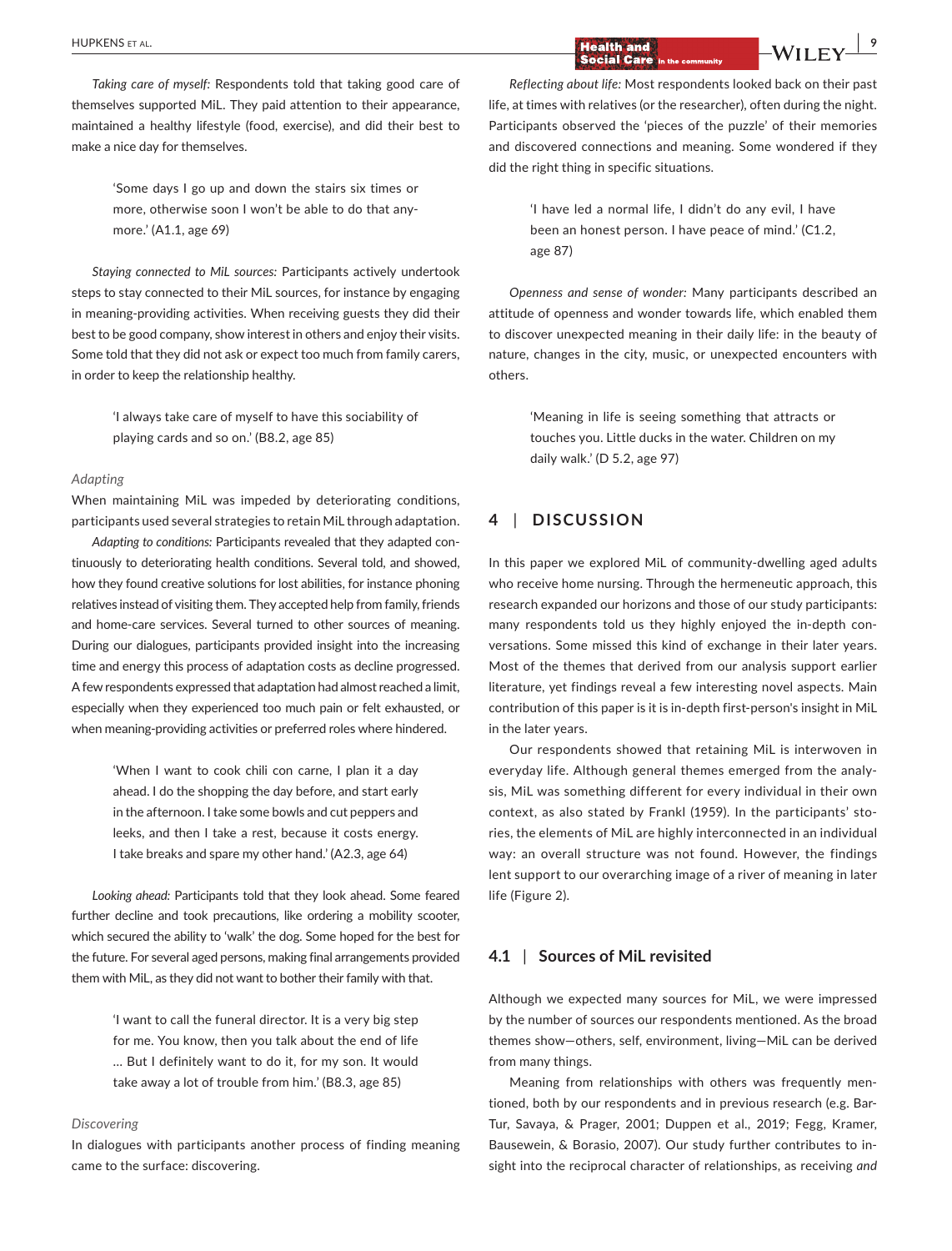*Taking care of myself:* Respondents told that taking good care of themselves supported MiL. They paid attention to their appearance, maintained a healthy lifestyle (food, exercise), and did their best to make a nice day for themselves.

> 'Some days I go up and down the stairs six times or more, otherwise soon I won't be able to do that anymore.' (A1.1, age 69)

*Staying connected to MiL sources:* Participants actively undertook steps to stay connected to their MiL sources, for instance by engaging in meaning-providing activities. When receiving guests they did their best to be good company, show interest in others and enjoy their visits. Some told that they did not ask or expect too much from family carers, in order to keep the relationship healthy.

> 'I always take care of myself to have this sociability of playing cards and so on.' (B8.2, age 85)

*Adapting*

When maintaining MiL was impeded by deteriorating conditions, participants used several strategies to retain MiL through adaptation.

*Adapting to conditions:* Participants revealed that they adapted continuously to deteriorating health conditions. Several told, and showed, how they found creative solutions for lost abilities, for instance phoning relatives instead of visiting them. They accepted help from family, friends and home-care services. Several turned to other sources of meaning. During our dialogues, participants provided insight into the increasing time and energy this process of adaptation costs as decline progressed. A few respondents expressed that adaptation had almost reached a limit, especially when they experienced too much pain or felt exhausted, or when meaning-providing activities or preferred roles where hindered.

> 'When I want to cook chili con carne, I plan it a day ahead. I do the shopping the day before, and start early in the afternoon. I take some bowls and cut peppers and leeks, and then I take a rest, because it costs energy. I take breaks and spare my other hand.' (A2.3, age 64)

*Looking ahead:* Participants told that they look ahead. Some feared further decline and took precautions, like ordering a mobility scooter, which secured the ability to 'walk' the dog. Some hoped for the best for the future. For several aged persons, making final arrangements provided them with MiL, as they did not want to bother their family with that.

> 'I want to call the funeral director. It is a very big step for me. You know, then you talk about the end of life … But I definitely want to do it, for my son. It would take away a lot of trouble from him.' (B8.3, age 85)

*Discovering*

In dialogues with participants another process of finding meaning came to the surface: discovering.

*Reflecting about life:* Most respondents looked back on their past life, at times with relatives (or the researcher), often during the night. Participants observed the 'pieces of the puzzle' of their memories and discovered connections and meaning. Some wondered if they did the right thing in specific situations.

> 'I have led a normal life, I didn't do any evil, I have been an honest person. I have peace of mind.' (C1.2, age 87)

*Openness and sense of wonder:* Many participants described an attitude of openness and wonder towards life, which enabled them to discover unexpected meaning in their daily life: in the beauty of nature, changes in the city, music, or unexpected encounters with others.

> 'Meaning in life is seeing something that attracts or touches you. Little ducks in the water. Children on my daily walk.' (D 5.2, age 97)

## 4 | DISCUSSION

In this paper we explored MiL of community-dwelling aged adults who receive home nursing. Through the hermeneutic approach, this research expanded our horizons and those of our study participants: many respondents told us they highly enjoyed the in-depth conversations. Some missed this kind of exchange in their later years. Most of the themes that derived from our analysis support earlier literature, yet findings reveal a few interesting novel aspects. Main contribution of this paper is it is in-depth first-person's insight in MiL in the later years.

Our respondents showed that retaining MiL is interwoven in everyday life. Although general themes emerged from the analysis, MiL was something different for every individual in their own context, as also stated by Frankl (1959). In the participants' stories, the elements of MiL are highly interconnected in an individual way: an overall structure was not found. However, the findings lent support to our overarching image of a river of meaning in later life (Figure 2).

### 4.1 | Sources of MiL revisited

Although we expected many sources for MiL, we were impressed by the number of sources our respondents mentioned. As the broad themes show—others, self, environment, living—MiL can be derived from many things.

Meaning from relationships with others was frequently mentioned, both by our respondents and in previous research (e.g. Bar-Tur, Savaya, & Prager, 2001; Duppen et al., 2019; Fegg, Kramer, Bausewein, & Borasio, 2007). Our study further contributes to insight into the reciprocal character of relationships, as receiving *and*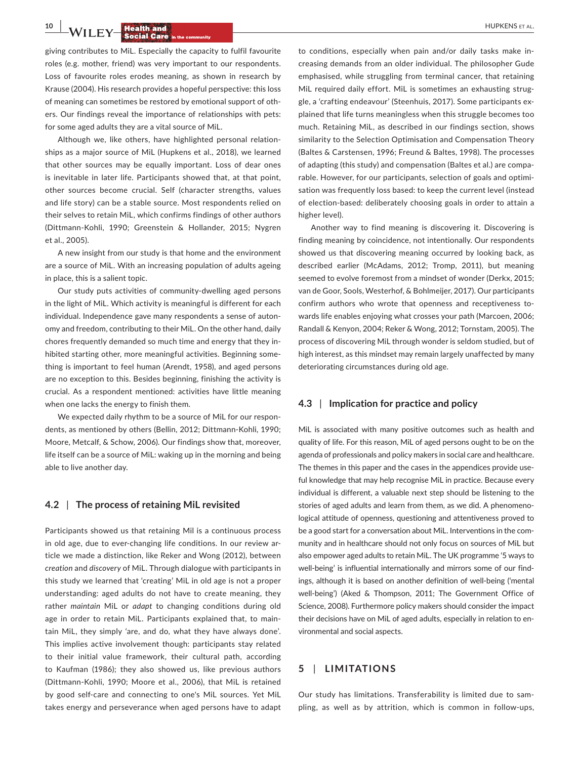giving contributes to MiL. Especially the capacity to fulfil favourite roles (e.g. mother, friend) was very important to our respondents. Loss of favourite roles erodes meaning, as shown in research by Krause (2004). His research provides a hopeful perspective: this loss of meaning can sometimes be restored by emotional support of others. Our findings reveal the importance of relationships with pets: for some aged adults they are a vital source of MiL.

Although we, like others, have highlighted personal relationships as a major source of MiL (Hupkens et al., 2018), we learned that other sources may be equally important. Loss of dear ones is inevitable in later life. Participants showed that, at that point, other sources become crucial. Self (character strengths, values and life story) can be a stable source. Most respondents relied on their selves to retain MiL, which confirms findings of other authors (Dittmann-Kohli, 1990; Greenstein & Hollander, 2015; Nygren et al., 2005).

A new insight from our study is that home and the environment are a source of MiL. With an increasing population of adults ageing in place, this is a salient topic.

Our study puts activities of community-dwelling aged persons in the light of MiL. Which activity is meaningful is different for each individual. Independence gave many respondents a sense of autonomy and freedom, contributing to their MiL. On the other hand, daily chores frequently demanded so much time and energy that they inhibited starting other, more meaningful activities. Beginning something is important to feel human (Arendt, 1958), and aged persons are no exception to this. Besides beginning, finishing the activity is crucial. As a respondent mentioned: activities have little meaning when one lacks the energy to finish them.

We expected daily rhythm to be a source of MiL for our respondents, as mentioned by others (Bellin, 2012; Dittmann-Kohli, 1990; Moore, Metcalf, & Schow, 2006). Our findings show that, moreover, life itself can be a source of MiL: waking up in the morning and being able to live another day.

### 4.2 | The process of retaining MiL revisited

Participants showed us that retaining Mil is a continuous process in old age, due to ever-changing life conditions. In our review article we made a distinction, like Reker and Wong (2012), between *creation* and *discovery* of MiL. Through dialogue with participants in this study we learned that 'creating' MiL in old age is not a proper understanding: aged adults do not have to create meaning, they rather *maintain* MiL or *adapt* to changing conditions during old age in order to retain MiL. Participants explained that, to maintain MiL, they simply 'are, and do, what they have always done'. This implies active involvement though: participants stay related to their initial value framework, their cultural path, according to Kaufman (1986); they also showed us, like previous authors (Dittmann-Kohli, 1990; Moore et al., 2006), that MiL is retained by good self-care and connecting to one's MiL sources. Yet MiL takes energy and perseverance when aged persons have to adapt to conditions, especially when pain and/or daily tasks make increasing demands from an older individual. The philosopher Gude emphasised, while struggling from terminal cancer, that retaining MiL required daily effort. MiL is sometimes an exhausting struggle, a 'crafting endeavour' (Steenhuis, 2017). Some participants explained that life turns meaningless when this struggle becomes too much. Retaining MiL, as described in our findings section, shows similarity to the Selection Optimisation and Compensation Theory (Baltes & Carstensen, 1996; Freund & Baltes, 1998). The processes of adapting (this study) and compensation (Baltes et al.) are comparable. However, for our participants, selection of goals and optimisation was frequently loss based: to keep the current level (instead of election-based: deliberately choosing goals in order to attain a higher level).

Another way to find meaning is discovering it. Discovering is finding meaning by coincidence, not intentionally. Our respondents showed us that discovering meaning occurred by looking back, as described earlier (McAdams, 2012; Tromp, 2011), but meaning seemed to evolve foremost from a mindset of wonder (Derkx, 2015; van de Goor, Sools, Westerhof, & Bohlmeijer, 2017). Our participants confirm authors who wrote that openness and receptiveness towards life enables enjoying what crosses your path (Marcoen, 2006; Randall & Kenyon, 2004; Reker & Wong, 2012; Tornstam, 2005). The process of discovering MiL through wonder is seldom studied, but of high interest, as this mindset may remain largely unaffected by many deteriorating circumstances during old age.

### 4.3 | Implication for practice and policy

MiL is associated with many positive outcomes such as health and quality of life. For this reason, MiL of aged persons ought to be on the agenda of professionals and policy makers in social care and healthcare. The themes in this paper and the cases in the appendices provide useful knowledge that may help recognise MiL in practice. Because every individual is different, a valuable next step should be listening to the stories of aged adults and learn from them, as we did. A phenomenological attitude of openness, questioning and attentiveness proved to be a good start for a conversation about MiL. Interventions in the community and in healthcare should not only focus on sources of MiL but also empower aged adults to retain MiL. The UK programme '5 ways to well-being' is influential internationally and mirrors some of our findings, although it is based on another definition of well-being ('mental well-being') (Aked & Thompson, 2011; The Government Office of Science, 2008). Furthermore policy makers should consider the impact their decisions have on MiL of aged adults, especially in relation to environmental and social aspects.

## 5 | LIMITATIONS

Our study has limitations. Transferability is limited due to sampling, as well as by attrition, which is common in follow-ups,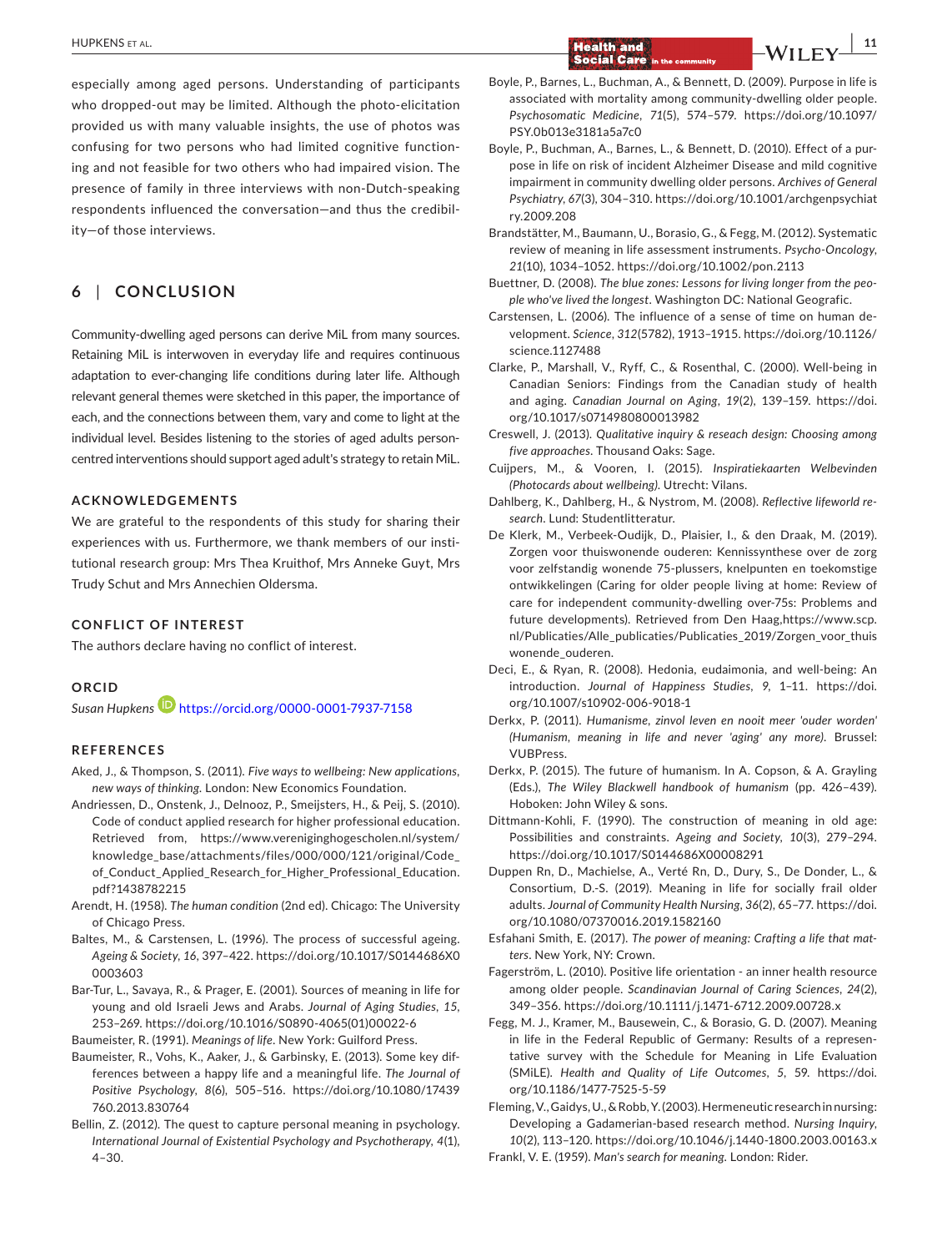especially among aged persons. Understanding of participants who dropped-out may be limited. Although the photo-elicitation provided us with many valuable insights, the use of photos was confusing for two persons who had limited cognitive functioning and not feasible for two others who had impaired vision. The presence of family in three interviews with non-Dutch-speaking respondents influenced the conversation—and thus the credibility—of those interviews.

## 6 | CONCLUSION

Community-dwelling aged persons can derive MiL from many sources. Retaining MiL is interwoven in everyday life and requires continuous adaptation to ever-changing life conditions during later life. Although relevant general themes were sketched in this paper, the importance of each, and the connections between them, vary and come to light at the individual level. Besides listening to the stories of aged adults person-centred interventions should support aged adult's strategy to retain MiL.

### ACKNOWLEDGEMENTS

We are grateful to the respondents of this study for sharing their experiences with us. Furthermore, we thank members of our institutional research group: Mrs Thea Kruithof, Mrs Anneke Guyt, Mrs Trudy Schut and Mrs Annechien Oldersma.

### CONFLICT OF INTEREST

The authors declare having no conflict of interest.

### ORCID

*Susan Hupkens* https://orcid.org/0000-0001-7937-7158

### REFERENCES

Aked, J., & Thompson, S. (2011). *Five ways to wellbeing: New applications, new ways of thinking*. London: New Economics Foundation.

Andriessen, D., Onstenk, J., Delnooz, P., Smeijsters, H., & Peij, S. (2010). Code of conduct applied research for higher professional education. Retrieved from, https://www.vereniginghogescholen.nl/system/knowledge_base/attachments/files/000/000/121/original/Code_of_Conduct_Applied_Research_for_Higher_Professional_Education.pdf?1438782215

Arendt, H. (1958). *The human condition* (2nd ed). Chicago: The University of Chicago Press.

Baltes, M., & Carstensen, L. (1996). The process of successful ageing. *Ageing & Society*, *16*, 397–422. https://doi.org/10.1017/S0144686X00003603

Bar-Tur, L., Savaya, R., & Prager, E. (2001). Sources of meaning in life for young and old Israeli Jews and Arabs. *Journal of Aging Studies*, *15*, 253–269. https://doi.org/10.1016/S0890-4065(01)00022-6

Baumeister, R. (1991). *Meanings of life*. New York: Guilford Press.

Baumeister, R., Vohs, K., Aaker, J., & Garbinsky, E. (2013). Some key differences between a happy life and a meaningful life. *The Journal of Positive Psychology*, *8*(6), 505–516. https://doi.org/10.1080/17439760.2013.830764

Bellin, Z. (2012). The quest to capture personal meaning in psychology. *International Journal of Existential Psychology and Psychotherapy*, *4*(1), 4–30.

Boyle, P., Barnes, L., Buchman, A., & Bennett, D. (2009). Purpose in life is associated with mortality among community-dwelling older people. *Psychosomatic Medicine*, *71*(5), 574–579. https://doi.org/10.1097/PSY.0b013e3181a5a7c0

Boyle, P., Buchman, A., Barnes, L., & Bennett, D. (2010). Effect of a purpose in life on risk of incident Alzheimer Disease and mild cognitive impairment in community dwelling older persons. *Archives of General Psychiatry*, *67*(3), 304–310. https://doi.org/10.1001/archgenpsychiatry.2009.208

Brandstätter, M., Baumann, U., Borasio, G., & Fegg, M. (2012). Systematic review of meaning in life assessment instruments. *Psycho-Oncology*, *21*(10), 1034–1052. https://doi.org/10.1002/pon.2113

Buettner, D. (2008). *The blue zones: Lessons for living longer from the people who've lived the longest*. Washington DC: National Geografic.

Carstensen, L. (2006). The influence of a sense of time on human development. *Science*, *312*(5782), 1913–1915. https://doi.org/10.1126/science.1127488

Clarke, P., Marshall, V., Ryff, C., & Rosenthal, C. (2000). Well-being in Canadian Seniors: Findings from the Canadian study of health and aging. *Canadian Journal on Aging*, *19*(2), 139–159. https://doi.org/10.1017/s0714980800013982

Creswell, J. (2013). *Qualitative inquiry & reseach design: Choosing among five approaches*. Thousand Oaks: Sage.

Cuijpers, M., & Vooren, I. (2015). *Inspiratiekaarten Welbevinden (Photocards about wellbeing)*. Utrecht: Vilans.

Dahlberg, K., Dahlberg, H., & Nystrom, M. (2008). *Reflective lifeworld research*. Lund: Studentlitteratur.

De Klerk, M., Verbeek-Oudijk, D., Plaisier, I., & den Draak, M. (2019). Zorgen voor thuiswonende ouderen: Kennissynthese over de zorg voor zelfstandig wonende 75-plussers, knelpunten en toekomstige ontwikkelingen (Caring for older people living at home: Review of care for independent community-dwelling over-75s: Problems and future developments). Retrieved from Den Haag,https://www.scp.nl/Publicaties/Alle_publicaties/Publicaties_2019/Zorgen_voor_thuiswonende_ouderen.

Deci, E., & Ryan, R. (2008). Hedonia, eudaimonia, and well-being: An introduction. *Journal of Happiness Studies*, *9*, 1–11. https://doi.org/10.1007/s10902-006-9018-1

Derkx, P. (2011). *Humanisme, zinvol leven en nooit meer 'ouder worden' (Humanism, meaning in life and never 'aging' any more)*. Brussel: VUBPress.

Derkx, P. (2015). The future of humanism. In A. Copson, & A. Grayling (Eds.), *The Wiley Blackwell handbook of humanism* (pp. 426–439). Hoboken: John Wiley & sons.

Dittmann-Kohli, F. (1990). The construction of meaning in old age: Possibilities and constraints. *Ageing and Society*, *10*(3), 279–294. https://doi.org/10.1017/S0144686X00008291

Duppen Rn, D., Machielse, A., Verté Rn, D., Dury, S., De Donder, L., & Consortium, D.-S. (2019). Meaning in life for socially frail older adults. *Journal of Community Health Nursing*, *36*(2), 65–77. https://doi.org/10.1080/07370016.2019.1582160

Esfahani Smith, E. (2017). *The power of meaning: Crafting a life that matters*. New York, NY: Crown.

Fagerström, L. (2010). Positive life orientation - an inner health resource among older people. *Scandinavian Journal of Caring Sciences*, *24*(2), 349–356. https://doi.org/10.1111/j.1471-6712.2009.00728.x

Fegg, M. J., Kramer, M., Bausewein, C., & Borasio, G. D. (2007). Meaning in life in the Federal Republic of Germany: Results of a representative survey with the Schedule for Meaning in Life Evaluation (SMiLE). *Health and Quality of Life Outcomes*, *5*, 59. https://doi.org/10.1186/1477-7525-5-59

Fleming, V., Gaidys, U., & Robb, Y. (2003). Hermeneutic research in nursing: Developing a Gadamerian-based research method. *Nursing Inquiry*, *10*(2), 113–120. https://doi.org/10.1046/j.1440-1800.2003.00163.x

Frankl, V. E. (1959). *Man's search for meaning*. London: Rider.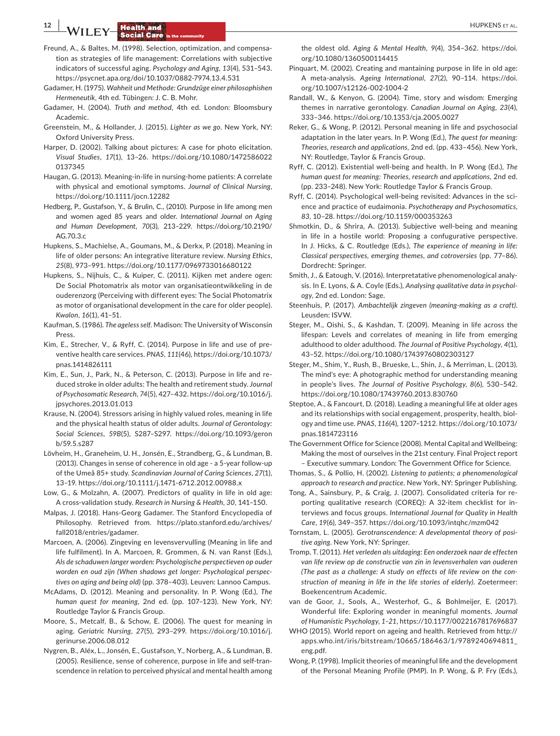Freund, A., & Baltes, M. (1998). Selection, optimization, and compensation as strategies of life management: Correlations with subjective indicators of successful aging. *Psychology and Aging*, *13*(4), 531–543. https://psycnet.apa.org/doi/10.1037/0882-7974.13.4.531

Gadamer, H. (1975). *Wahrheit und Methode: Grundzüge einer philosophishen Hermeneutik*, 4th ed. Tübingen: J. C. B. Mohr.

Gadamer, H. (2004). *Truth and method*, 4th ed. London: Bloomsbury Academic.

Greenstein, M., & Hollander, J. (2015). *Lighter as we go*. New York, NY: Oxford University Press.

Harper, D. (2002). Talking about pictures: A case for photo elicitation. *Visual Studies*, *17*(1), 13–26. https://doi.org/10.1080/14725860220137345

Haugan, G. (2013). Meaning-in-life in nursing-home patients: A correlate with physical and emotional symptoms. *Journal of Clinical Nursing*, https://doi.org/10.1111/jocn.12282

Hedberg, P., Gustafson, Y., & Brulin, C., (2010). Purpose in life among men and women aged 85 years and older. *International Journal on Aging and Human Development*, *70*(3), 213–229. https://doi.org/10.2190/AG.70.3.c

Hupkens, S., Machielse, A., Goumans, M., & Derkx, P. (2018). Meaning in life of older persons: An integrative literature review. *Nursing Ethics*, *25*(8), 973–991. https://doi.org/10.1177/0969733016680122

Hupkens, S., Nijhuis, C., & Kuiper, C. (2011). Kijken met andere ogen: De Social Photomatrix als motor van organisatieontwikkeling in de ouderenzorg (Perceiving with different eyes: The Social Photomatrix as motor of organisational development in the care for older people). *Kwalon*, *16*(1), 41–51.

Kaufman, S. (1986). *The ageless self*. Madison: The University of Wisconsin Press.

Kim, E., Strecher, V., & Ryff, C. (2014). Purpose in life and use of preventive health care services. *PNAS*, *111*(46), https://doi.org/10.1073/pnas.1414826111

Kim, E., Sun, J., Park, N., & Peterson, C. (2013). Purpose in life and reduced stroke in older adults: The health and retirement study. *Journal of Psychosomatic Research*, *74*(5), 427–432. https://doi.org/10.1016/j.jpsychores.2013.01.013

Krause, N. (2004). Stressors arising in highly valued roles, meaning in life and the physical health status of older adults. *Journal of Gerontology: Social Sciences*, *59B*(5), S287–S297. https://doi.org/10.1093/geronb/59.5.s287

Lövheim, H., Graneheim, U. H., Jonsén, E., Strandberg, G., & Lundman, B. (2013). Changes in sense of coherence in old age - a 5-year follow-up of the Umeå 85+ study. *Scandinavian Journal of Caring Sciences*, *27*(1), 13–19. https://doi.org/10.1111/j.1471-6712.2012.00988.x

Low, G., & Molzahn, A. (2007). Predictors of quality in life in old age: A cross-validation study. *Research in Nursing & Health*, *30*, 141–150.

Malpas, J. (2018). Hans-Georg Gadamer. The Stanford Encyclopedia of Philosophy. Retrieved from. https://plato.stanford.edu/archives/fall2018/entries/gadamer.

Marcoen, A. (2006). Zingeving en levensvervulling (Meaning in life and life fulfilment). In A. Marcoen, R. Grommen, & N. van Ranst (Eds.), *Als de schaduwen langer worden: Psychologische perspectieven op ouder worden en oud zijn (When shadows get longer: Psychological perspectives on aging and being old)* (pp. 378–403). Leuven: Lannoo Campus.

McAdams, D. (2012). Meaning and personality. In P. Wong (Ed.), *The human quest for meaning*, 2nd ed. (pp. 107–123). New York, NY: Routledge Taylor & Francis Group.

Moore, S., Metcalf, B., & Schow, E. (2006). The quest for meaning in aging. *Geriatric Nursing*, *27*(5), 293–299. https://doi.org/10.1016/j.gerinurse.2006.08.012

Nygren, B., Aléx, L., Jonsén, E., Gustafson, Y., Norberg, A., & Lundman, B. (2005). Resilience, sense of coherence, purpose in life and self-transcendence in relation to perceived physical and mental health among the oldest old. *Aging & Mental Health*, *9*(4), 354–362. https://doi.org/10.1080/1360500114415

Pinquart, M. (2002). Creating and mantaining purpose in life in old age: A meta-analysis. *Ageing International*, *27*(2), 90–114. https://doi.org/10.1007/s12126-002-1004-2

Randall, W., & Kenyon, G. (2004). Time, story and wisdom: Emerging themes in narrative gerontology. *Canadian Journal on Aging*, *23*(4), 333–346. https://doi.org/10.1353/cja.2005.0027

Reker, G., & Wong, P. (2012). Personal meaning in life and psychosocial adaptation in the later years. In P. Wong (Ed.), *The quest for meaning: Theories, research and applications*, 2nd ed. (pp. 433–456). New York, NY: Routledge, Taylor & Francis Group.

Ryff, C. (2012). Existential well-being and health. In P. Wong (Ed.), *The human quest for meaning: Theories, research and applications*, 2nd ed. (pp. 233–248). New York: Routledge Taylor & Francis Group.

Ryff, C. (2014). Psychological well-being revisited: Advances in the science and practice of eudaimonia. *Psychotherapy and Psychosomatics*, *83*, 10–28. https://doi.org/10.1159/000353263

Shmotkin, D., & Shrira, A. (2013). Subjective well-being and meaning in life in a hostile world: Proposing a confugurative perspective. In J. Hicks, & C. Routledge (Eds.), *The experience of meaning in life: Classical perspectives, emerging themes, and cotroversies* (pp. 77–86). Dordrecht: Springer.

Smith, J., & Eatough, V. (2016). Interpretatative phenomenological analysis. In E. Lyons, & A. Coyle (Eds.), *Analysing qualitative data in psychology*, 2nd ed. London: Sage.

Steenhuis, P. (2017). *Ambachtelijk zingeven (meaning-making as a craft)*. Leusden: ISVW.

Steger, M., Oishi, S., & Kashdan, T. (2009). Meaning in life across the lifespan: Levels and correlates of meaning in life from emerging adulthood to older adulthood. *The Journal of Positive Psychology*, *4*(1), 43–52. https://doi.org/10.1080/17439760802303127

Steger, M., Shim, Y., Rush, B., Brueske, L., Shin, J., & Merriman, L. (2013). The mind's eye: A photographic method for understanding meaning in people's lives. *The Journal of Positive Psychology*, *8*(6), 530–542. https://doi.org/10.1080/17439760.2013.830760

Steptoe, A., & Fancourt, D. (2018). Leading a meaningful life at older ages and its relationships with social engagement, prosperity, health, biology and time use. *PNAS*, *116*(4), 1207–1212. https://doi.org/10.1073/pnas.1814723116

The Government Office for Science (2008). Mental Capital and Wellbeing: Making the most of ourselves in the 21st century. Final Project report – Executive summary. London: The Government Office for Science.

Thomas, S., & Pollio, H. (2002). *Listening to patients; a phenomenological approach to research and practice*. New York, NY: Springer Publishing.

Tong, A., Sainsbury, P., & Craig, J. (2007). Consolidated criteria for reporting qualitative research (COREQ): A 32-item checklist for interviews and focus groups. *International Journal for Quality in Health Care*, *19*(6), 349–357. https://doi.org/10.1093/intqhc/mzm042

Tornstam, L. (2005). *Gerotranscendence: A developmental theory of positive aging*. New York, NY: Springer.

Tromp, T. (2011). *Het verleden als uitdaging: Een onderzoek naar de effecten van life review op de constructie van zin in levensverhalen van ouderen (The past as a challenge: A study on effects of life review on the construction of meaning in life in the life stories of elderly)*. Zoetermeer: Boekencentrum Academic.

van de Goor, J., Sools, A., Westerhof, G., & Bohlmeijer, E. (2017). Wonderful life: Exploring wonder in meaningful moments. *Journal of Humanistic Psychology*, *1–21*, https://doi.org/10.1177/0022167817696837

WHO (2015). World report on ageing and health. Retrieved from http://apps.who.int/iris/bitstream/10665/186463/1/9789240694811_eng.pdf.

Wong, P. (1998). Implicit theories of meaningful life and the development of the Personal Meaning Profile (PMP). In P. Wong, & P. Fry (Eds.),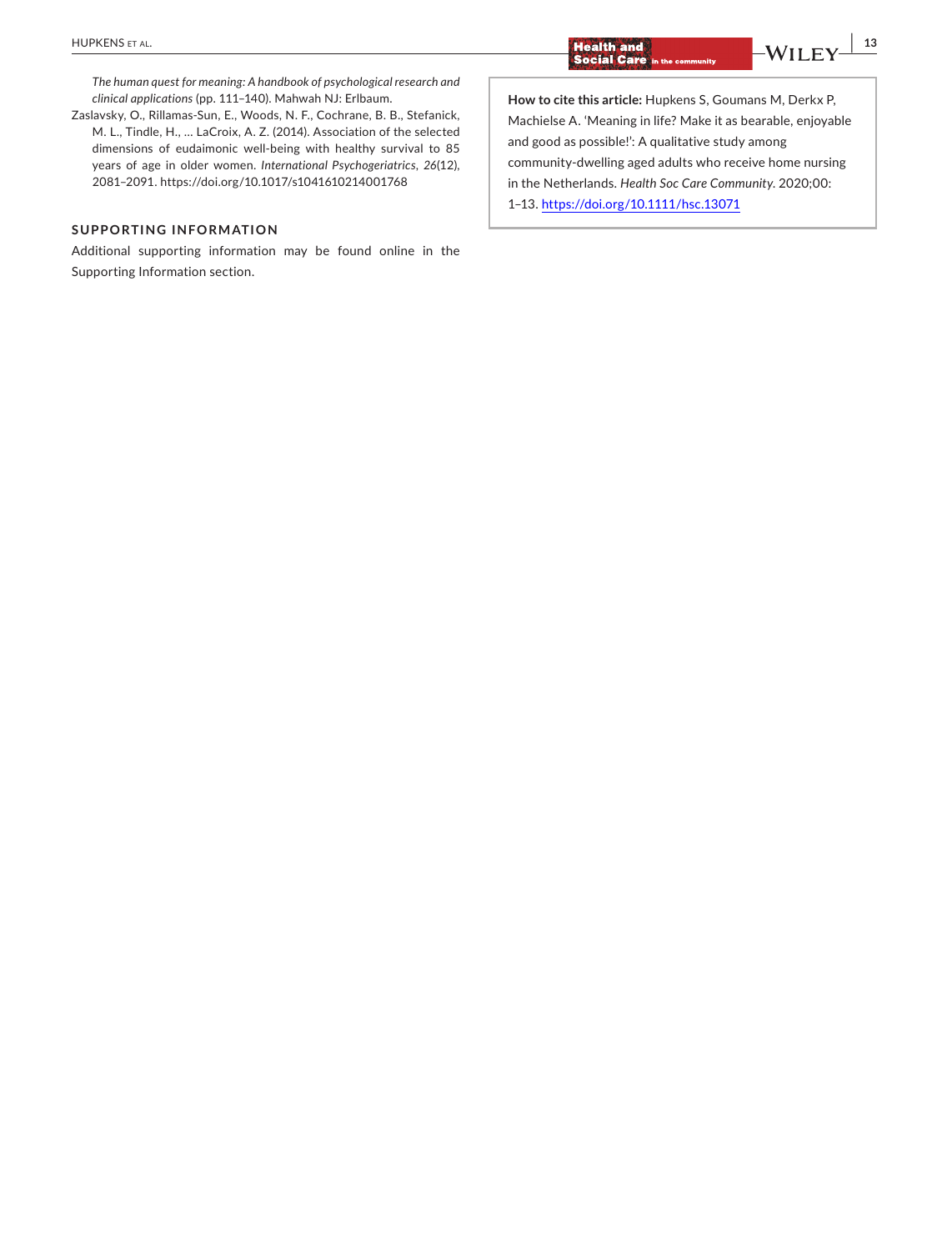*The human quest for meaning: A handbook of psychological research and clinical applications* (pp. 111–140). Mahwah NJ: Erlbaum.

Zaslavsky, O., Rillamas-Sun, E., Woods, N. F., Cochrane, B. B., Stefanick, M. L., Tindle, H., … LaCroix, A. Z. (2014). Association of the selected dimensions of eudaimonic well-being with healthy survival to 85 years of age in older women. *International Psychogeriatrics*, *26*(12), 2081–2091. https://doi.org/10.1017/s1041610214001768

## SUPPORTING INFORMATION

Additional supporting information may be found online in the Supporting Information section.

**How to cite this article:** Hupkens S, Goumans M, Derkx P, Machielse A. 'Meaning in life? Make it as bearable, enjoyable and good as possible!': A qualitative study among community-dwelling aged adults who receive home nursing in the Netherlands. *Health Soc Care Community*. 2020;00:1–13. https://doi.org/10.1111/hsc.13071